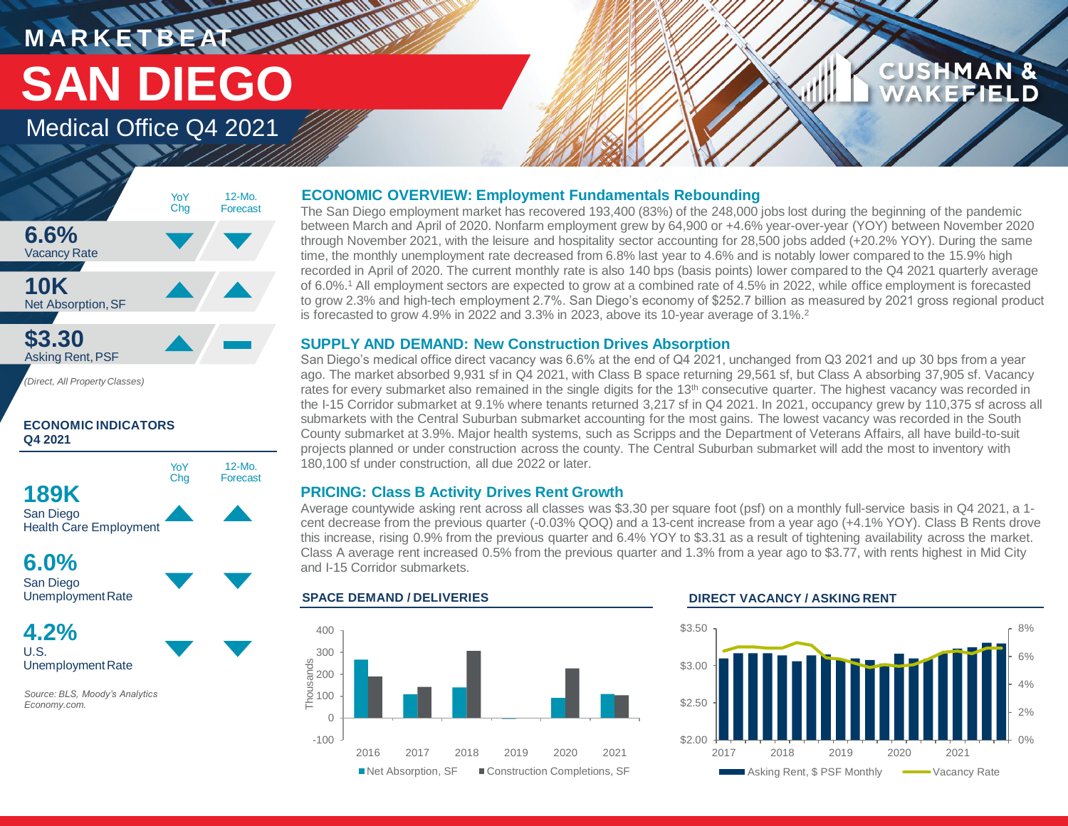# MARKETBEAT

# SAN DIEGO

## Medical Office Q4 2021

| | YoY Chg | 12-Mo. Forecast |
|---|---|---|
| **6.6%** Vacancy Rate | ▼ | ▼ |
| **10K** Net Absorption, SF | ▲ | ▲ |
| **$3.30** Asking Rent, PSF | ▲ | ▬ |

*(Direct, All Property Classes)*

### ECONOMIC INDICATORS Q4 2021

| | YoY Chg | 12-Mo. Forecast |
|---|---|---|
| **189K** San Diego Health Care Employment | ▲ | ▲ |
| **6.0%** San Diego Unemployment Rate | ▼ | ▼ |
| **4.2%** U.S. Unemployment Rate | ▼ | ▼ |

*Source: BLS, Moody's Analytics Economy.com.*

### ECONOMIC OVERVIEW: Employment Fundamentals Rebounding

The San Diego employment market has recovered 193,400 (83%) of the 248,000 jobs lost during the beginning of the pandemic between March and April of 2020. Nonfarm employment grew by 64,900 or +4.6% year-over-year (YOY) between November 2020 through November 2021, with the leisure and hospitality sector accounting for 28,500 jobs added (+20.2% YOY). During the same time, the monthly unemployment rate decreased from 6.8% last year to 4.6% and is notably lower compared to the 15.9% high recorded in April of 2020. The current monthly rate is also 140 bps (basis points) lower compared to the Q4 2021 quarterly average of 6.0%.[1] All employment sectors are expected to grow at a combined rate of 4.5% in 2022, while office employment is forecasted to grow 2.3% and high-tech employment 2.7%. San Diego's economy of $252.7 billion as measured by 2021 gross regional product is forecasted to grow 4.9% in 2022 and 3.3% in 2023, above its 10-year average of 3.1%.[2]

### SUPPLY AND DEMAND: New Construction Drives Absorption

San Diego's medical office direct vacancy was 6.6% at the end of Q4 2021, unchanged from Q3 2021 and up 30 bps from a year ago. The market absorbed 9,931 sf in Q4 2021, with Class B space returning 29,561 sf, but Class A absorbing 37,905 sf. Vacancy rates for every submarket also remained in the single digits for the 13th consecutive quarter. The highest vacancy was recorded in the I-15 Corridor submarket at 9.1% where tenants returned 3,217 sf in Q4 2021. In 2021, occupancy grew by 110,375 sf across all submarkets with the Central Suburban submarket accounting for the most gains. The lowest vacancy was recorded in the South County submarket at 3.9%. Major health systems, such as Scripps and the Department of Veterans Affairs, all have build-to-suit projects planned or under construction across the county. The Central Suburban submarket will add the most to inventory with 180,100 sf under construction, all due 2022 or later.

### PRICING: Class B Activity Drives Rent Growth

Average countywide asking rent across all classes was $3.30 per square foot (psf) on a monthly full-service basis in Q4 2021, a 1-cent decrease from the previous quarter (-0.03% QOQ) and a 13-cent increase from a year ago (+4.1% YOY). Class B Rents drove this increase, rising 0.9% from the previous quarter and 6.4% YOY to $3.31 as a result of tightening availability across the market. Class A average rent increased 0.5% from the previous quarter and 1.3% from a year ago to $3.77, with rents highest in Mid City and I-15 Corridor submarkets.

#### SPACE DEMAND / DELIVERIES

#### DIRECT VACANCY / ASKING RENT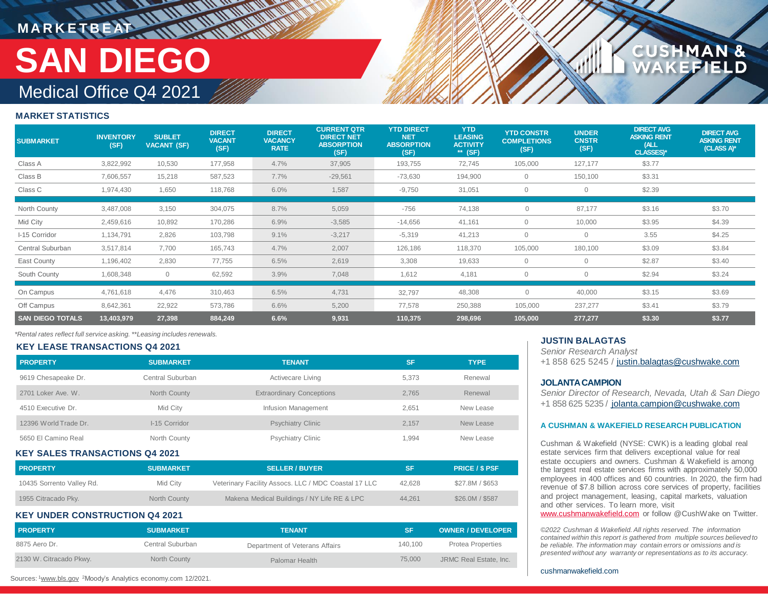MARKETBEAT

# SAN DIEGO

## Medical Office Q4 2021

### MARKET STATISTICS

| SUBMARKET | INVENTORY (SF) | SUBLET VACANT (SF) | DIRECT VACANT (SF) | DIRECT VACANCY RATE | CURRENT QTR DIRECT NET ABSORPTION (SF) | YTD DIRECT NET ABSORPTION (SF) | YTD LEASING ACTIVITY ** (SF) | YTD CONSTR COMPLETIONS (SF) | UNDER CNSTR (SF) | DIRECT AVG ASKING RENT (ALL CLASSES)* | DIRECT AVG ASKING RENT (CLASS A)* |
|---|---|---|---|---|---|---|---|---|---|---|---|
| Class A | 3,822,992 | 10,530 | 177,958 | 4.7% | 37,905 | 193,755 | 72,745 | 105,000 | 127,177 | $3.77 | |
| Class B | 7,606,557 | 15,218 | 587,523 | 7.7% | -29,561 | -73,630 | 194,900 | 0 | 150,100 | $3.31 | |
| Class C | 1,974,430 | 1,650 | 118,768 | 6.0% | 1,587 | -9,750 | 31,051 | 0 | 0 | $2.39 | |
| North County | 3,487,008 | 3,150 | 304,075 | 8.7% | 5,059 | -756 | 74,138 | 0 | 87,177 | $3.16 | $3.70 |
| Mid City | 2,459,616 | 10,892 | 170,286 | 6.9% | -3,585 | -14,656 | 41,161 | 0 | 10,000 | $3.95 | $4.39 |
| I-15 Corridor | 1,134,791 | 2,826 | 103,798 | 9.1% | -3,217 | -5,319 | 41,213 | 0 | 0 | 3.55 | $4.25 |
| Central Suburban | 3,517,814 | 7,700 | 165,743 | 4.7% | 2,007 | 126,186 | 118,370 | 105,000 | 180,100 | $3.09 | $3.84 |
| East County | 1,196,402 | 2,830 | 77,755 | 6.5% | 2,619 | 3,308 | 19,633 | 0 | 0 | $2.87 | $3.40 |
| South County | 1,608,348 | 0 | 62,592 | 3.9% | 7,048 | 1,612 | 4,181 | 0 | 0 | $2.94 | $3.24 |
| On Campus | 4,761,618 | 4,476 | 310,463 | 6.5% | 4,731 | 32,797 | 48,308 | 0 | 40,000 | $3.15 | $3.69 |
| Off Campus | 8,642,361 | 22,922 | 573,786 | 6.6% | 5,200 | 77,578 | 250,388 | 105,000 | 237,277 | $3.41 | $3.79 |
| **SAN DIEGO TOTALS** | **13,403,979** | **27,398** | **884,249** | **6.6%** | **9,931** | **110,375** | **298,696** | **105,000** | **277,277** | **$3.30** | **$3.77** |

*Rental rates reflect full service asking. **Leasing includes renewals.*

### KEY LEASE TRANSACTIONS Q4 2021

| PROPERTY | SUBMARKET | TENANT | SF | TYPE |
|---|---|---|---|---|
| 9619 Chesapeake Dr. | Central Suburban | Activecare Living | 5,373 | Renewal |
| 2701 Loker Ave. W. | North County | Extraordinary Conceptions | 2,765 | Renewal |
| 4510 Executive Dr. | Mid City | Infusion Management | 2,651 | New Lease |
| 12396 World Trade Dr. | I-15 Corridor | Psychiatry Clinic | 2,157 | New Lease |
| 5650 El Camino Real | North County | Psychiatry Clinic | 1,994 | New Lease |

### KEY SALES TRANSACTIONS Q4 2021

| PROPERTY | SUBMARKET | SELLER / BUYER | SF | PRICE / $ PSF |
|---|---|---|---|---|
| 10435 Sorrento Valley Rd. | Mid City | Veterinary Facility Assocs. LLC / MDC Coastal 17 LLC | 42,628 | $27.8M / $653 |
| 1955 Citracado Pky. | North County | Makena Medical Buildings / NY Life RE & LPC | 44,261 | $26.0M / $587 |

### KEY UNDER CONSTRUCTION Q4 2021

| PROPERTY | SUBMARKET | TENANT | SF | OWNER / DEVELOPER |
|---|---|---|---|---|
| 8875 Aero Dr. | Central Suburban | Department of Veterans Affairs | 140,100 | Protea Properties |
| 2130 W. Citracado Pkwy. | North County | Palomar Health | 75,000 | JRMC Real Estate, Inc. |

Sources: [1]www.bls.gov [2]Moody's Analytics economy.com 12/2021.

**JUSTIN BALAGTAS**
*Senior Research Analyst*
+1 858 625 5245 / justin.balagtas@cushwake.com

**JOLANTA CAMPION**
*Senior Director of Research, Nevada, Utah & San Diego*
+1 858 625 5235 / jolanta.campion@cushwake.com

**A CUSHMAN & WAKEFIELD RESEARCH PUBLICATION**

Cushman & Wakefield (NYSE: CWK) is a leading global real estate services firm that delivers exceptional value for real estate occupiers and owners. Cushman & Wakefield is among the largest real estate services firms with approximately 50,000 employees in 400 offices and 60 countries. In 2020, the firm had revenue of $7.8 billion across core services of property, facilities and project management, leasing, capital markets, valuation and other services. To learn more, visit www.cushmanwakefield.com or follow @CushWake on Twitter.

*©2022 Cushman & Wakefield. All rights reserved. The information contained within this report is gathered from multiple sources believed to be reliable. The information may contain errors or omissions and is presented without any warranty or representations as to its accuracy.*

cushmanwakefield.com